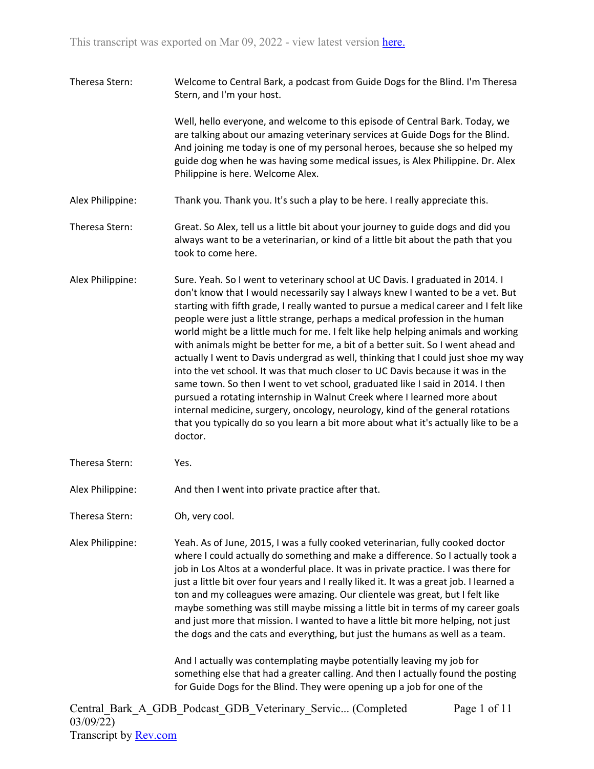This transcript was exported on Mar 09, 2022 - view latest version here.

**Theresa Stern:** Welcome to Central Bark, a podcast from Guide Dogs for the Blind. I'm Theresa Stern, and I'm your host.

Well, hello everyone, and welcome to this episode of Central Bark. Today, we are talking about our amazing veterinary services at Guide Dogs for the Blind. And joining me today is one of my personal heroes, because she so helped my guide dog when he was having some medical issues, is Alex Philippine. Dr. Alex Philippine is here. Welcome Alex.

**Alex Philippine:** Thank you. Thank you. It's such a play to be here. I really appreciate this.

**Theresa Stern:** Great. So Alex, tell us a little bit about your journey to guide dogs and did you always want to be a veterinarian, or kind of a little bit about the path that you took to come here.

**Alex Philippine:** Sure. Yeah. So I went to veterinary school at UC Davis. I graduated in 2014. I don't know that I would necessarily say I always knew I wanted to be a vet. But starting with fifth grade, I really wanted to pursue a medical career and I felt like people were just a little strange, perhaps a medical profession in the human world might be a little much for me. I felt like help helping animals and working with animals might be better for me, a bit of a better suit. So I went ahead and actually I went to Davis undergrad as well, thinking that I could just shoe my way into the vet school. It was that much closer to UC Davis because it was in the same town. So then I went to vet school, graduated like I said in 2014. I then pursued a rotating internship in Walnut Creek where I learned more about internal medicine, surgery, oncology, neurology, kind of the general rotations that you typically do so you learn a bit more about what it's actually like to be a doctor.

**Theresa Stern:** Yes.

**Alex Philippine:** And then I went into private practice after that.

**Theresa Stern:** Oh, very cool.

**Alex Philippine:** Yeah. As of June, 2015, I was a fully cooked veterinarian, fully cooked doctor where I could actually do something and make a difference. So I actually took a job in Los Altos at a wonderful place. It was in private practice. I was there for just a little bit over four years and I really liked it. It was a great job. I learned a ton and my colleagues were amazing. Our clientele was great, but I felt like maybe something was still maybe missing a little bit in terms of my career goals and just more that mission. I wanted to have a little bit more helping, not just the dogs and the cats and everything, but just the humans as well as a team.

And I actually was contemplating maybe potentially leaving my job for something else that had a greater calling. And then I actually found the posting for Guide Dogs for the Blind. They were opening up a job for one of the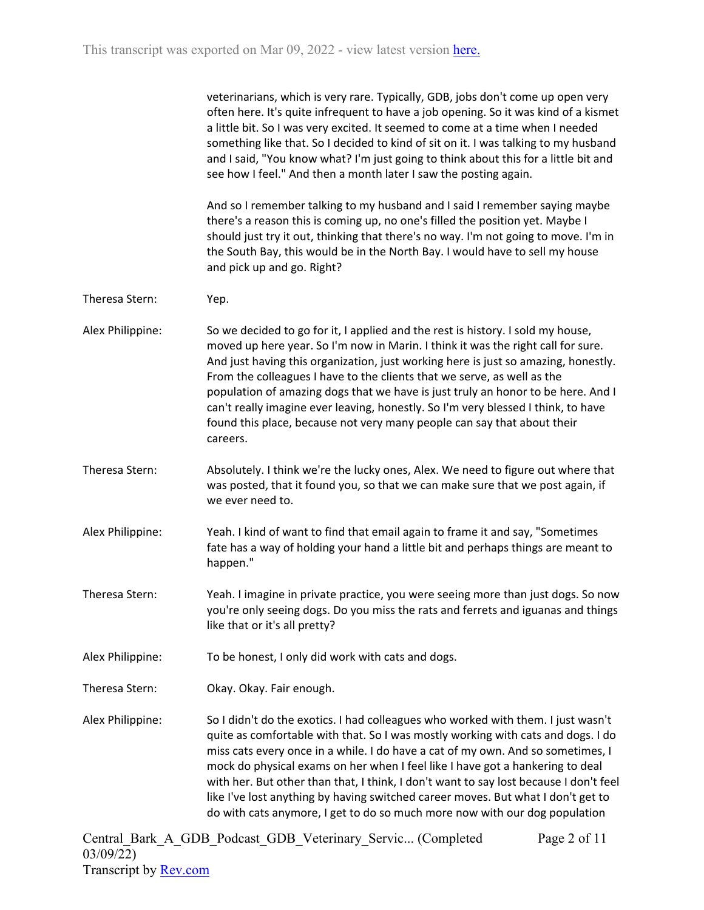veterinarians, which is very rare. Typically, GDB, jobs don't come up open very often here. It's quite infrequent to have a job opening. So it was kind of a kismet a little bit. So I was very excited. It seemed to come at a time when I needed something like that. So I decided to kind of sit on it. I was talking to my husband and I said, "You know what? I'm just going to think about this for a little bit and see how I feel." And then a month later I saw the posting again.

And so I remember talking to my husband and I said I remember saying maybe there's a reason this is coming up, no one's filled the position yet. Maybe I should just try it out, thinking that there's no way. I'm not going to move. I'm in the South Bay, this would be in the North Bay. I would have to sell my house and pick up and go. Right?

**Theresa Stern:** Yep.

**Alex Philippine:** So we decided to go for it, I applied and the rest is history. I sold my house, moved up here year. So I'm now in Marin. I think it was the right call for sure. And just having this organization, just working here is just so amazing, honestly. From the colleagues I have to the clients that we serve, as well as the population of amazing dogs that we have is just truly an honor to be here. And I can't really imagine ever leaving, honestly. So I'm very blessed I think, to have found this place, because not very many people can say that about their careers.

**Theresa Stern:** Absolutely. I think we're the lucky ones, Alex. We need to figure out where that was posted, that it found you, so that we can make sure that we post again, if we ever need to.

**Alex Philippine:** Yeah. I kind of want to find that email again to frame it and say, "Sometimes fate has a way of holding your hand a little bit and perhaps things are meant to happen."

**Theresa Stern:** Yeah. I imagine in private practice, you were seeing more than just dogs. So now you're only seeing dogs. Do you miss the rats and ferrets and iguanas and things like that or it's all pretty?

**Alex Philippine:** To be honest, I only did work with cats and dogs.

**Theresa Stern:** Okay. Okay. Fair enough.

**Alex Philippine:** So I didn't do the exotics. I had colleagues who worked with them. I just wasn't quite as comfortable with that. So I was mostly working with cats and dogs. I do miss cats every once in a while. I do have a cat of my own. And so sometimes, I mock do physical exams on her when I feel like I have got a hankering to deal with her. But other than that, I think, I don't want to say lost because I don't feel like I've lost anything by having switched career moves. But what I don't get to do with cats anymore, I get to do so much more now with our dog population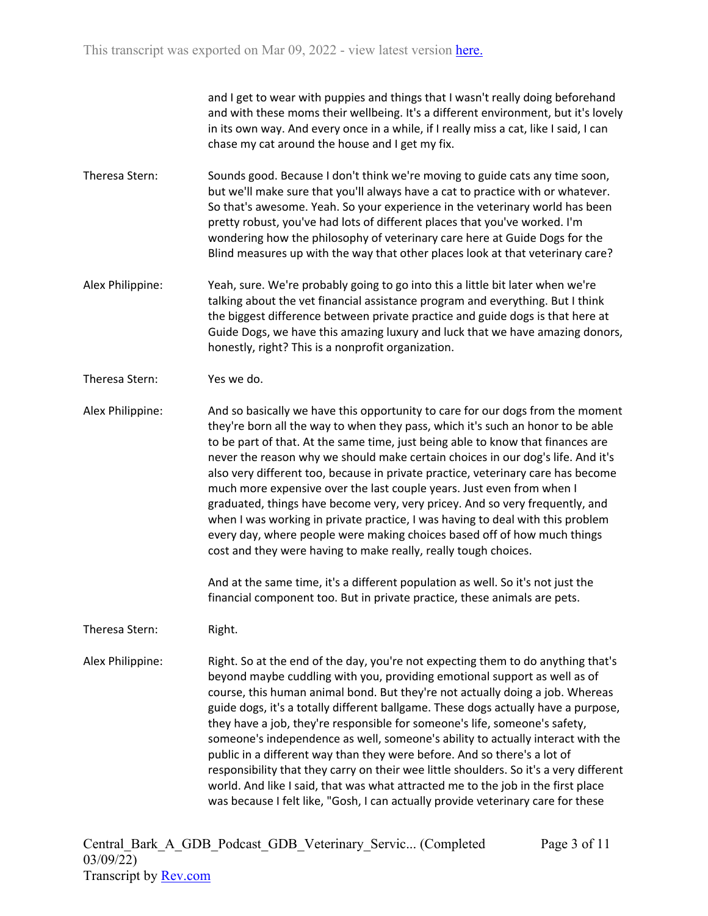and I get to wear with puppies and things that I wasn't really doing beforehand and with these moms their wellbeing. It's a different environment, but it's lovely in its own way. And every once in a while, if I really miss a cat, like I said, I can chase my cat around the house and I get my fix.

Theresa Stern: Sounds good. Because I don't think we're moving to guide cats any time soon, but we'll make sure that you'll always have a cat to practice with or whatever. So that's awesome. Yeah. So your experience in the veterinary world has been pretty robust, you've had lots of different places that you've worked. I'm wondering how the philosophy of veterinary care here at Guide Dogs for the Blind measures up with the way that other places look at that veterinary care?

Alex Philippine: Yeah, sure. We're probably going to go into this a little bit later when we're talking about the vet financial assistance program and everything. But I think the biggest difference between private practice and guide dogs is that here at Guide Dogs, we have this amazing luxury and luck that we have amazing donors, honestly, right? This is a nonprofit organization.

Theresa Stern: Yes we do.

Alex Philippine: And so basically we have this opportunity to care for our dogs from the moment they're born all the way to when they pass, which it's such an honor to be able to be part of that. At the same time, just being able to know that finances are never the reason why we should make certain choices in our dog's life. And it's also very different too, because in private practice, veterinary care has become much more expensive over the last couple years. Just even from when I graduated, things have become very, very pricey. And so very frequently, and when I was working in private practice, I was having to deal with this problem every day, where people were making choices based off of how much things cost and they were having to make really, really tough choices.

And at the same time, it's a different population as well. So it's not just the financial component too. But in private practice, these animals are pets.

Theresa Stern: Right.

Alex Philippine: Right. So at the end of the day, you're not expecting them to do anything that's beyond maybe cuddling with you, providing emotional support as well as of course, this human animal bond. But they're not actually doing a job. Whereas guide dogs, it's a totally different ballgame. These dogs actually have a purpose, they have a job, they're responsible for someone's life, someone's safety, someone's independence as well, someone's ability to actually interact with the public in a different way than they were before. And so there's a lot of responsibility that they carry on their wee little shoulders. So it's a very different world. And like I said, that was what attracted me to the job in the first place was because I felt like, "Gosh, I can actually provide veterinary care for these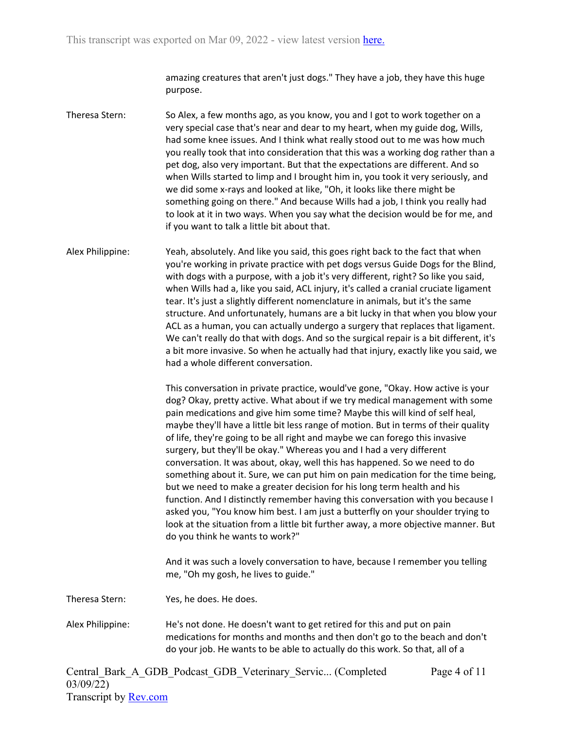amazing creatures that aren't just dogs." They have a job, they have this huge purpose.

Theresa Stern: So Alex, a few months ago, as you know, you and I got to work together on a very special case that's near and dear to my heart, when my guide dog, Wills, had some knee issues. And I think what really stood out to me was how much you really took that into consideration that this was a working dog rather than a pet dog, also very important. But that the expectations are different. And so when Wills started to limp and I brought him in, you took it very seriously, and we did some x-rays and looked at like, "Oh, it looks like there might be something going on there." And because Wills had a job, I think you really had to look at it in two ways. When you say what the decision would be for me, and if you want to talk a little bit about that.

Alex Philippine: Yeah, absolutely. And like you said, this goes right back to the fact that when you're working in private practice with pet dogs versus Guide Dogs for the Blind, with dogs with a purpose, with a job it's very different, right? So like you said, when Wills had a, like you said, ACL injury, it's called a cranial cruciate ligament tear. It's just a slightly different nomenclature in animals, but it's the same structure. And unfortunately, humans are a bit lucky in that when you blow your ACL as a human, you can actually undergo a surgery that replaces that ligament. We can't really do that with dogs. And so the surgical repair is a bit different, it's a bit more invasive. So when he actually had that injury, exactly like you said, we had a whole different conversation.

This conversation in private practice, would've gone, "Okay. How active is your dog? Okay, pretty active. What about if we try medical management with some pain medications and give him some time? Maybe this will kind of self heal, maybe they'll have a little bit less range of motion. But in terms of their quality of life, they're going to be all right and maybe we can forego this invasive surgery, but they'll be okay." Whereas you and I had a very different conversation. It was about, okay, well this has happened. So we need to do something about it. Sure, we can put him on pain medication for the time being, but we need to make a greater decision for his long term health and his function. And I distinctly remember having this conversation with you because I asked you, "You know him best. I am just a butterfly on your shoulder trying to look at the situation from a little bit further away, a more objective manner. But do you think he wants to work?"

And it was such a lovely conversation to have, because I remember you telling me, "Oh my gosh, he lives to guide."

Theresa Stern: Yes, he does. He does.

Alex Philippine: He's not done. He doesn't want to get retired for this and put on pain medications for months and months and then don't go to the beach and don't do your job. He wants to be able to actually do this work. So that, all of a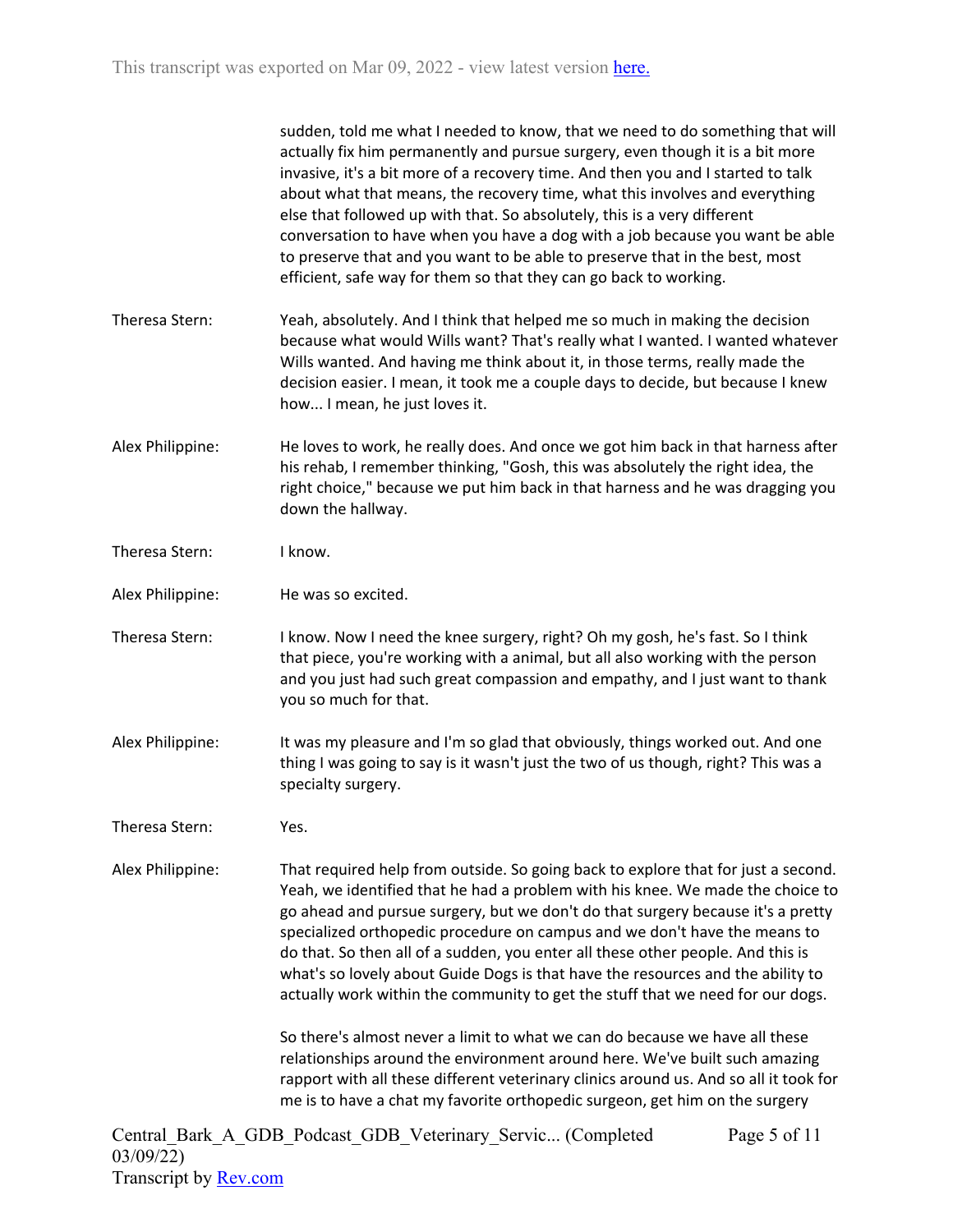sudden, told me what I needed to know, that we need to do something that will actually fix him permanently and pursue surgery, even though it is a bit more invasive, it's a bit more of a recovery time. And then you and I started to talk about what that means, the recovery time, what this involves and everything else that followed up with that. So absolutely, this is a very different conversation to have when you have a dog with a job because you want be able to preserve that and you want to be able to preserve that in the best, most efficient, safe way for them so that they can go back to working.

Theresa Stern: Yeah, absolutely. And I think that helped me so much in making the decision because what would Wills want? That's really what I wanted. I wanted whatever Wills wanted. And having me think about it, in those terms, really made the decision easier. I mean, it took me a couple days to decide, but because I knew how... I mean, he just loves it.

Alex Philippine: He loves to work, he really does. And once we got him back in that harness after his rehab, I remember thinking, "Gosh, this was absolutely the right idea, the right choice," because we put him back in that harness and he was dragging you down the hallway.

Theresa Stern: I know.

Alex Philippine: He was so excited.

Theresa Stern: I know. Now I need the knee surgery, right? Oh my gosh, he's fast. So I think that piece, you're working with a animal, but all also working with the person and you just had such great compassion and empathy, and I just want to thank you so much for that.

Alex Philippine: It was my pleasure and I'm so glad that obviously, things worked out. And one thing I was going to say is it wasn't just the two of us though, right? This was a specialty surgery.

Theresa Stern: Yes.

Alex Philippine: That required help from outside. So going back to explore that for just a second. Yeah, we identified that he had a problem with his knee. We made the choice to go ahead and pursue surgery, but we don't do that surgery because it's a pretty specialized orthopedic procedure on campus and we don't have the means to do that. So then all of a sudden, you enter all these other people. And this is what's so lovely about Guide Dogs is that have the resources and the ability to actually work within the community to get the stuff that we need for our dogs.

So there's almost never a limit to what we can do because we have all these relationships around the environment around here. We've built such amazing rapport with all these different veterinary clinics around us. And so all it took for me is to have a chat my favorite orthopedic surgeon, get him on the surgery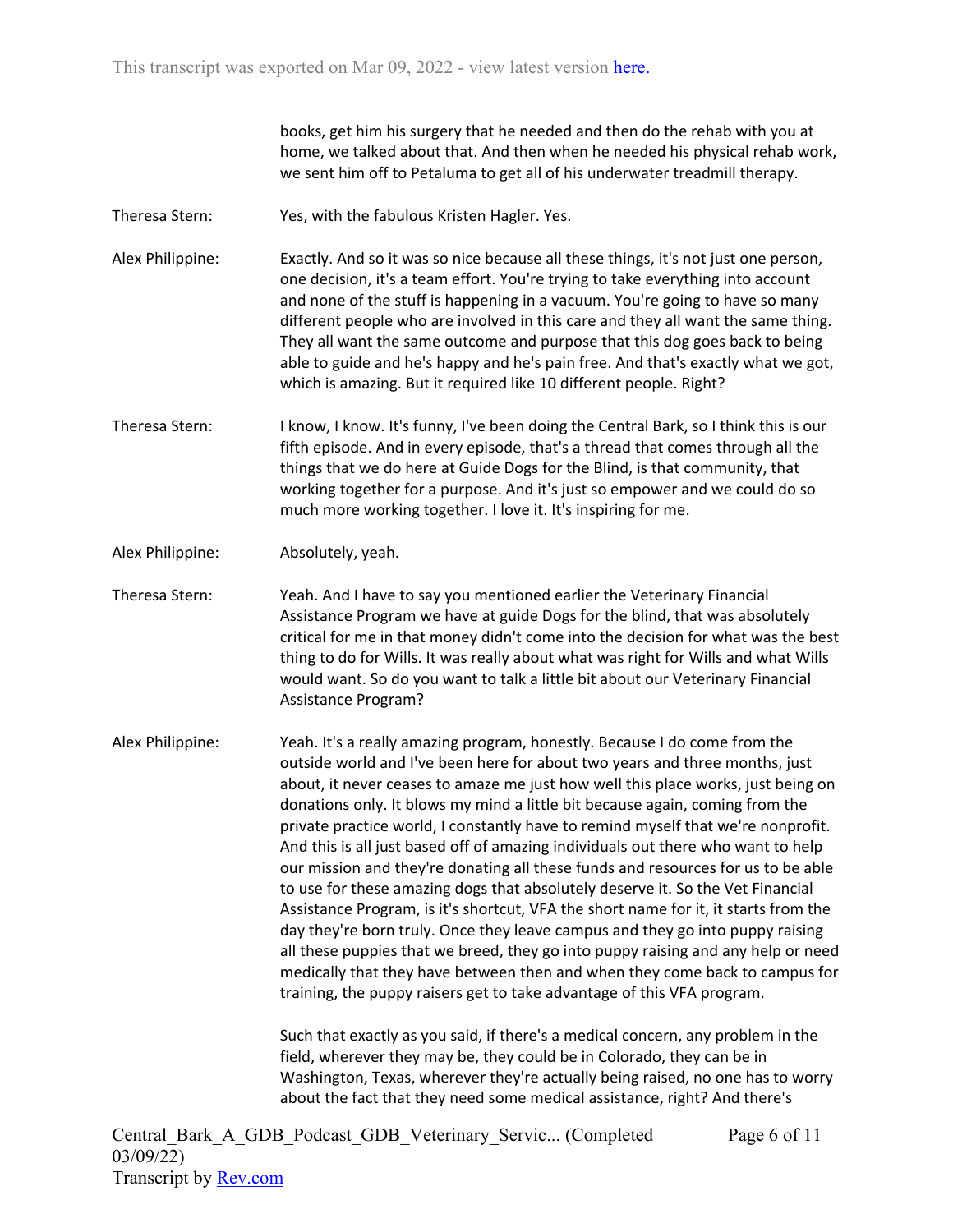books, get him his surgery that he needed and then do the rehab with you at home, we talked about that. And then when he needed his physical rehab work, we sent him off to Petaluma to get all of his underwater treadmill therapy.

Theresa Stern: Yes, with the fabulous Kristen Hagler. Yes.

Alex Philippine: Exactly. And so it was so nice because all these things, it's not just one person, one decision, it's a team effort. You're trying to take everything into account and none of the stuff is happening in a vacuum. You're going to have so many different people who are involved in this care and they all want the same thing. They all want the same outcome and purpose that this dog goes back to being able to guide and he's happy and he's pain free. And that's exactly what we got, which is amazing. But it required like 10 different people. Right?

Theresa Stern: I know, I know. It's funny, I've been doing the Central Bark, so I think this is our fifth episode. And in every episode, that's a thread that comes through all the things that we do here at Guide Dogs for the Blind, is that community, that working together for a purpose. And it's just so empower and we could do so much more working together. I love it. It's inspiring for me.

Alex Philippine: Absolutely, yeah.

Theresa Stern: Yeah. And I have to say you mentioned earlier the Veterinary Financial Assistance Program we have at guide Dogs for the blind, that was absolutely critical for me in that money didn't come into the decision for what was the best thing to do for Wills. It was really about what was right for Wills and what Wills would want. So do you want to talk a little bit about our Veterinary Financial Assistance Program?

Alex Philippine: Yeah. It's a really amazing program, honestly. Because I do come from the outside world and I've been here for about two years and three months, just about, it never ceases to amaze me just how well this place works, just being on donations only. It blows my mind a little bit because again, coming from the private practice world, I constantly have to remind myself that we're nonprofit. And this is all just based off of amazing individuals out there who want to help our mission and they're donating all these funds and resources for us to be able to use for these amazing dogs that absolutely deserve it. So the Vet Financial Assistance Program, is it's shortcut, VFA the short name for it, it starts from the day they're born truly. Once they leave campus and they go into puppy raising all these puppies that we breed, they go into puppy raising and any help or need medically that they have between then and when they come back to campus for training, the puppy raisers get to take advantage of this VFA program.

Such that exactly as you said, if there's a medical concern, any problem in the field, wherever they may be, they could be in Colorado, they can be in Washington, Texas, wherever they're actually being raised, no one has to worry about the fact that they need some medical assistance, right? And there's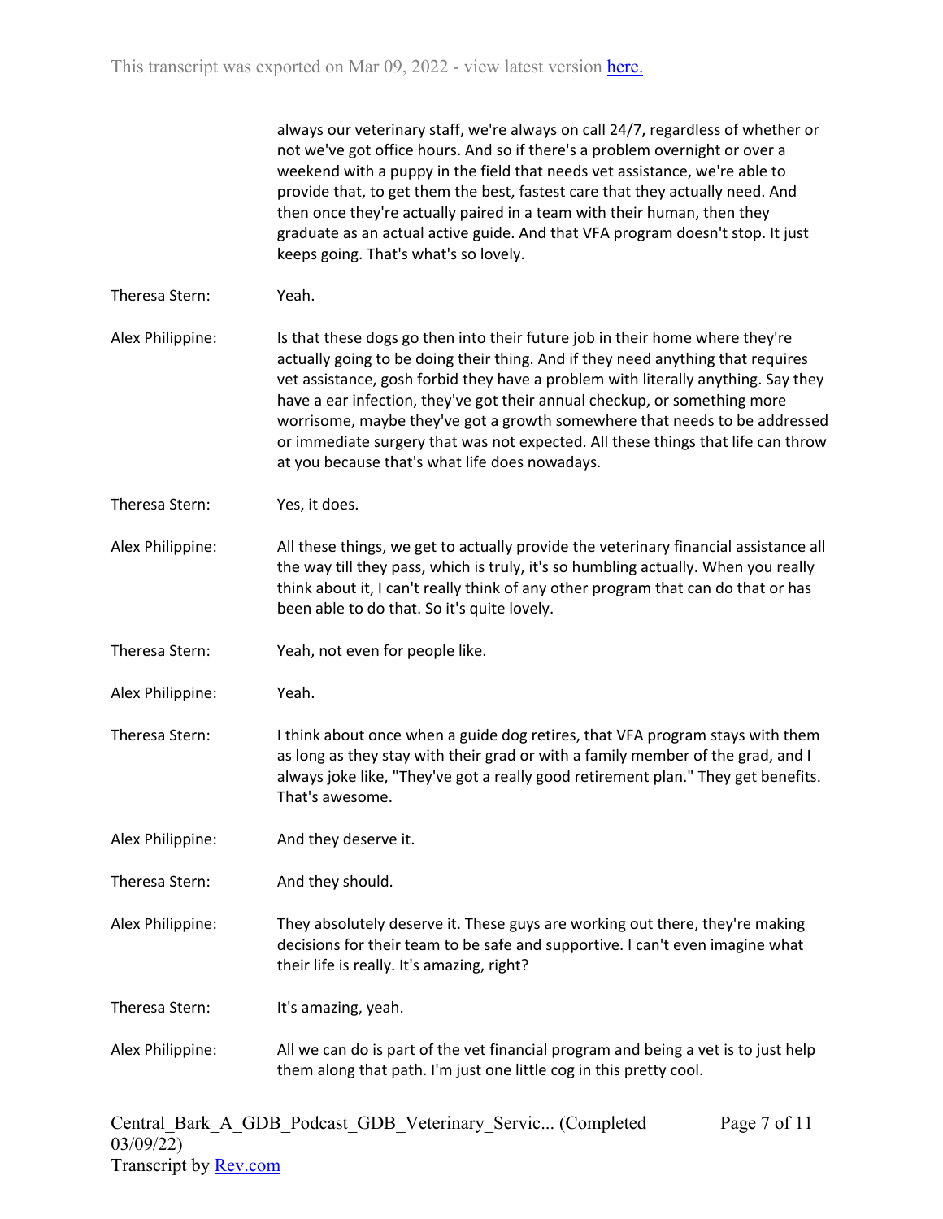always our veterinary staff, we're always on call 24/7, regardless of whether or not we've got office hours. And so if there's a problem overnight or over a weekend with a puppy in the field that needs vet assistance, we're able to provide that, to get them the best, fastest care that they actually need. And then once they're actually paired in a team with their human, then they graduate as an actual active guide. And that VFA program doesn't stop. It just keeps going. That's what's so lovely.

Theresa Stern: Yeah.

Alex Philippine: Is that these dogs go then into their future job in their home where they're actually going to be doing their thing. And if they need anything that requires vet assistance, gosh forbid they have a problem with literally anything. Say they have a ear infection, they've got their annual checkup, or something more worrisome, maybe they've got a growth somewhere that needs to be addressed or immediate surgery that was not expected. All these things that life can throw at you because that's what life does nowadays.

Theresa Stern: Yes, it does.

Alex Philippine: All these things, we get to actually provide the veterinary financial assistance all the way till they pass, which is truly, it's so humbling actually. When you really think about it, I can't really think of any other program that can do that or has been able to do that. So it's quite lovely.

Theresa Stern: Yeah, not even for people like.

Alex Philippine: Yeah.

Theresa Stern: I think about once when a guide dog retires, that VFA program stays with them as long as they stay with their grad or with a family member of the grad, and I always joke like, "They've got a really good retirement plan." They get benefits. That's awesome.

Alex Philippine: And they deserve it.

Theresa Stern: And they should.

Alex Philippine: They absolutely deserve it. These guys are working out there, they're making decisions for their team to be safe and supportive. I can't even imagine what their life is really. It's amazing, right?

Theresa Stern: It's amazing, yeah.

Alex Philippine: All we can do is part of the vet financial program and being a vet is to just help them along that path. I'm just one little cog in this pretty cool.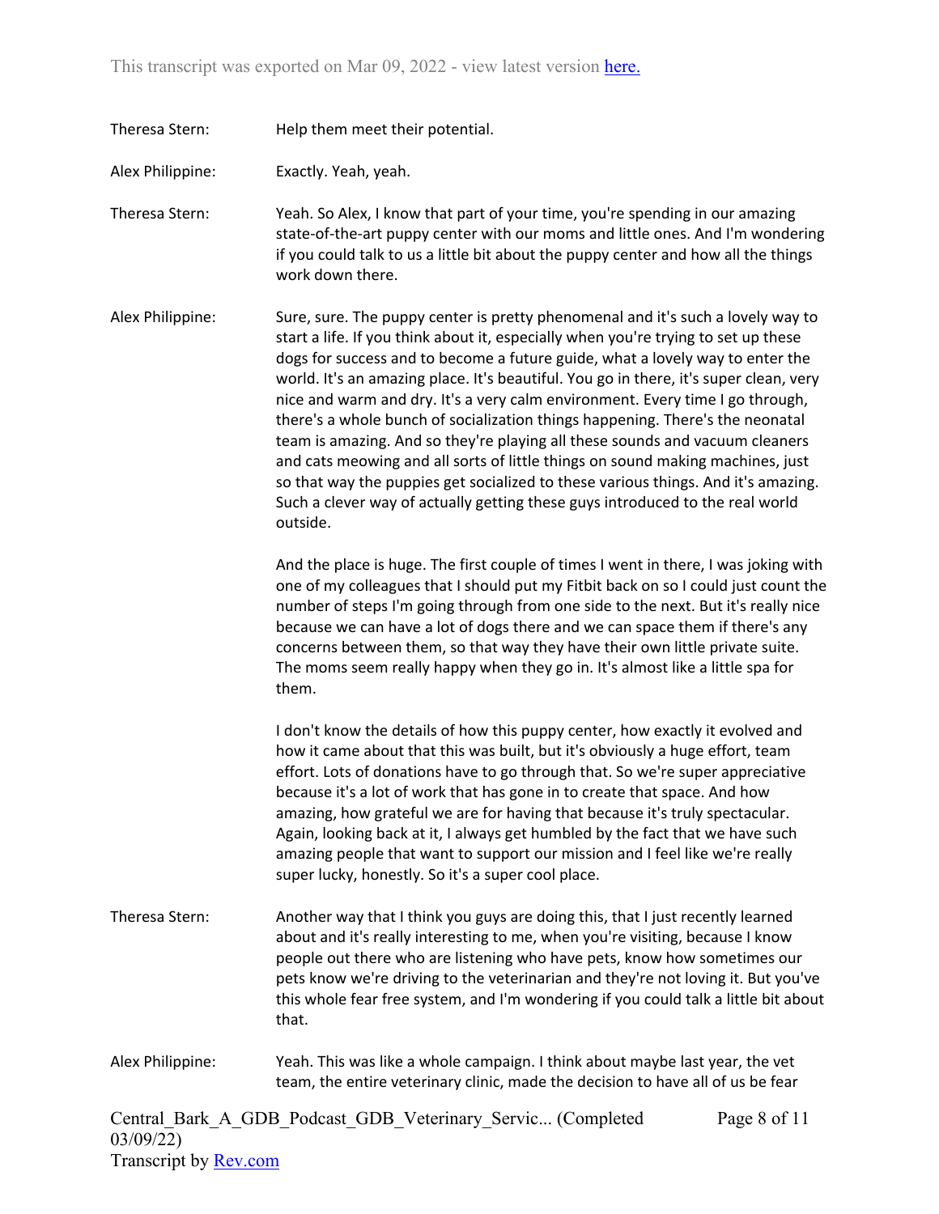Theresa Stern: Help them meet their potential.

Alex Philippine: Exactly. Yeah, yeah.

Theresa Stern: Yeah. So Alex, I know that part of your time, you're spending in our amazing state-of-the-art puppy center with our moms and little ones. And I'm wondering if you could talk to us a little bit about the puppy center and how all the things work down there.

Alex Philippine: Sure, sure. The puppy center is pretty phenomenal and it's such a lovely way to start a life. If you think about it, especially when you're trying to set up these dogs for success and to become a future guide, what a lovely way to enter the world. It's an amazing place. It's beautiful. You go in there, it's super clean, very nice and warm and dry. It's a very calm environment. Every time I go through, there's a whole bunch of socialization things happening. There's the neonatal team is amazing. And so they're playing all these sounds and vacuum cleaners and cats meowing and all sorts of little things on sound making machines, just so that way the puppies get socialized to these various things. And it's amazing. Such a clever way of actually getting these guys introduced to the real world outside.

And the place is huge. The first couple of times I went in there, I was joking with one of my colleagues that I should put my Fitbit back on so I could just count the number of steps I'm going through from one side to the next. But it's really nice because we can have a lot of dogs there and we can space them if there's any concerns between them, so that way they have their own little private suite. The moms seem really happy when they go in. It's almost like a little spa for them.

I don't know the details of how this puppy center, how exactly it evolved and how it came about that this was built, but it's obviously a huge effort, team effort. Lots of donations have to go through that. So we're super appreciative because it's a lot of work that has gone in to create that space. And how amazing, how grateful we are for having that because it's truly spectacular. Again, looking back at it, I always get humbled by the fact that we have such amazing people that want to support our mission and I feel like we're really super lucky, honestly. So it's a super cool place.

Theresa Stern: Another way that I think you guys are doing this, that I just recently learned about and it's really interesting to me, when you're visiting, because I know people out there who are listening who have pets, know how sometimes our pets know we're driving to the veterinarian and they're not loving it. But you've this whole fear free system, and I'm wondering if you could talk a little bit about that.

Alex Philippine: Yeah. This was like a whole campaign. I think about maybe last year, the vet team, the entire veterinary clinic, made the decision to have all of us be fear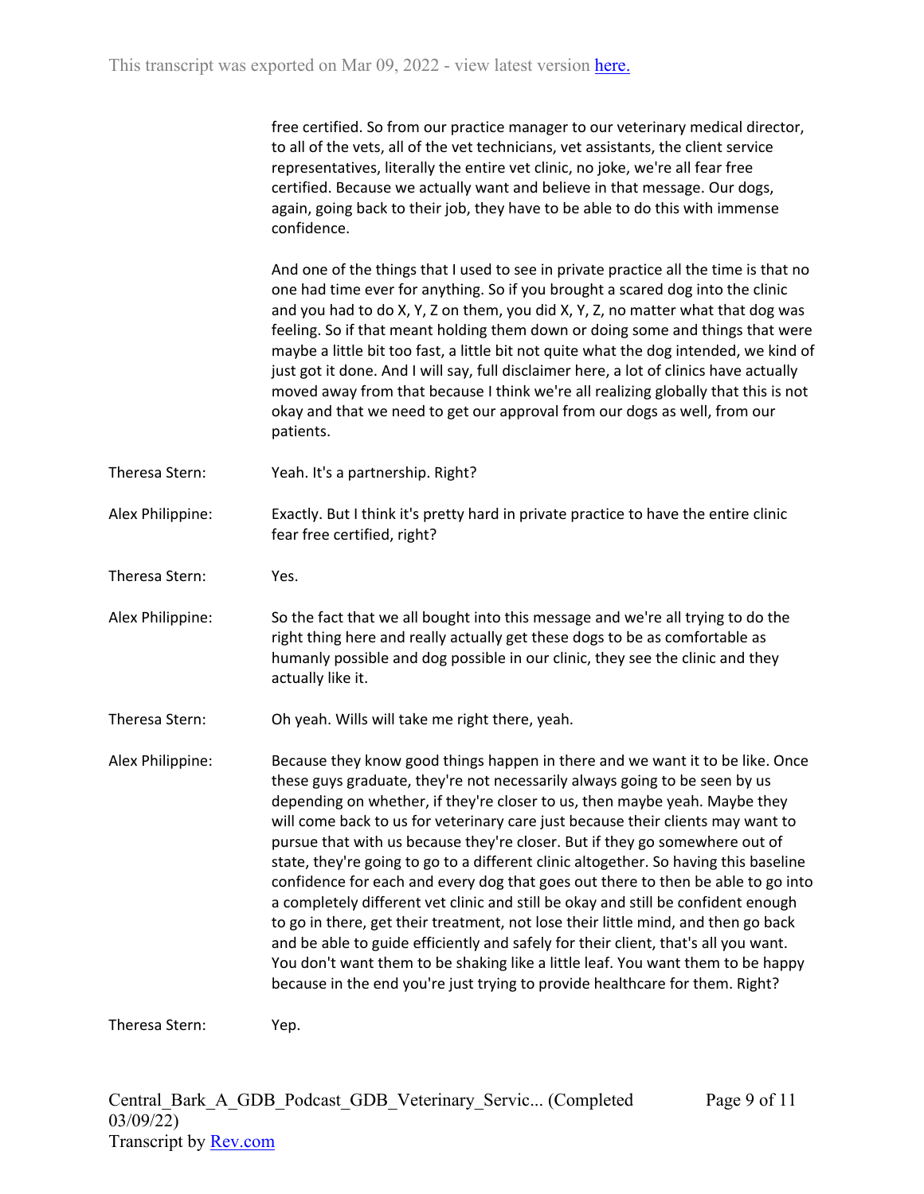free certified. So from our practice manager to our veterinary medical director, to all of the vets, all of the vet technicians, vet assistants, the client service representatives, literally the entire vet clinic, no joke, we're all fear free certified. Because we actually want and believe in that message. Our dogs, again, going back to their job, they have to be able to do this with immense confidence.

And one of the things that I used to see in private practice all the time is that no one had time ever for anything. So if you brought a scared dog into the clinic and you had to do X, Y, Z on them, you did X, Y, Z, no matter what that dog was feeling. So if that meant holding them down or doing some and things that were maybe a little bit too fast, a little bit not quite what the dog intended, we kind of just got it done. And I will say, full disclaimer here, a lot of clinics have actually moved away from that because I think we're all realizing globally that this is not okay and that we need to get our approval from our dogs as well, from our patients.

Theresa Stern: Yeah. It's a partnership. Right?

Alex Philippine: Exactly. But I think it's pretty hard in private practice to have the entire clinic fear free certified, right?

Theresa Stern: Yes.

Alex Philippine: So the fact that we all bought into this message and we're all trying to do the right thing here and really actually get these dogs to be as comfortable as humanly possible and dog possible in our clinic, they see the clinic and they actually like it.

Theresa Stern: Oh yeah. Wills will take me right there, yeah.

Alex Philippine: Because they know good things happen in there and we want it to be like. Once these guys graduate, they're not necessarily always going to be seen by us depending on whether, if they're closer to us, then maybe yeah. Maybe they will come back to us for veterinary care just because their clients may want to pursue that with us because they're closer. But if they go somewhere out of state, they're going to go to a different clinic altogether. So having this baseline confidence for each and every dog that goes out there to then be able to go into a completely different vet clinic and still be okay and still be confident enough to go in there, get their treatment, not lose their little mind, and then go back and be able to guide efficiently and safely for their client, that's all you want. You don't want them to be shaking like a little leaf. You want them to be happy because in the end you're just trying to provide healthcare for them. Right?

Theresa Stern: Yep.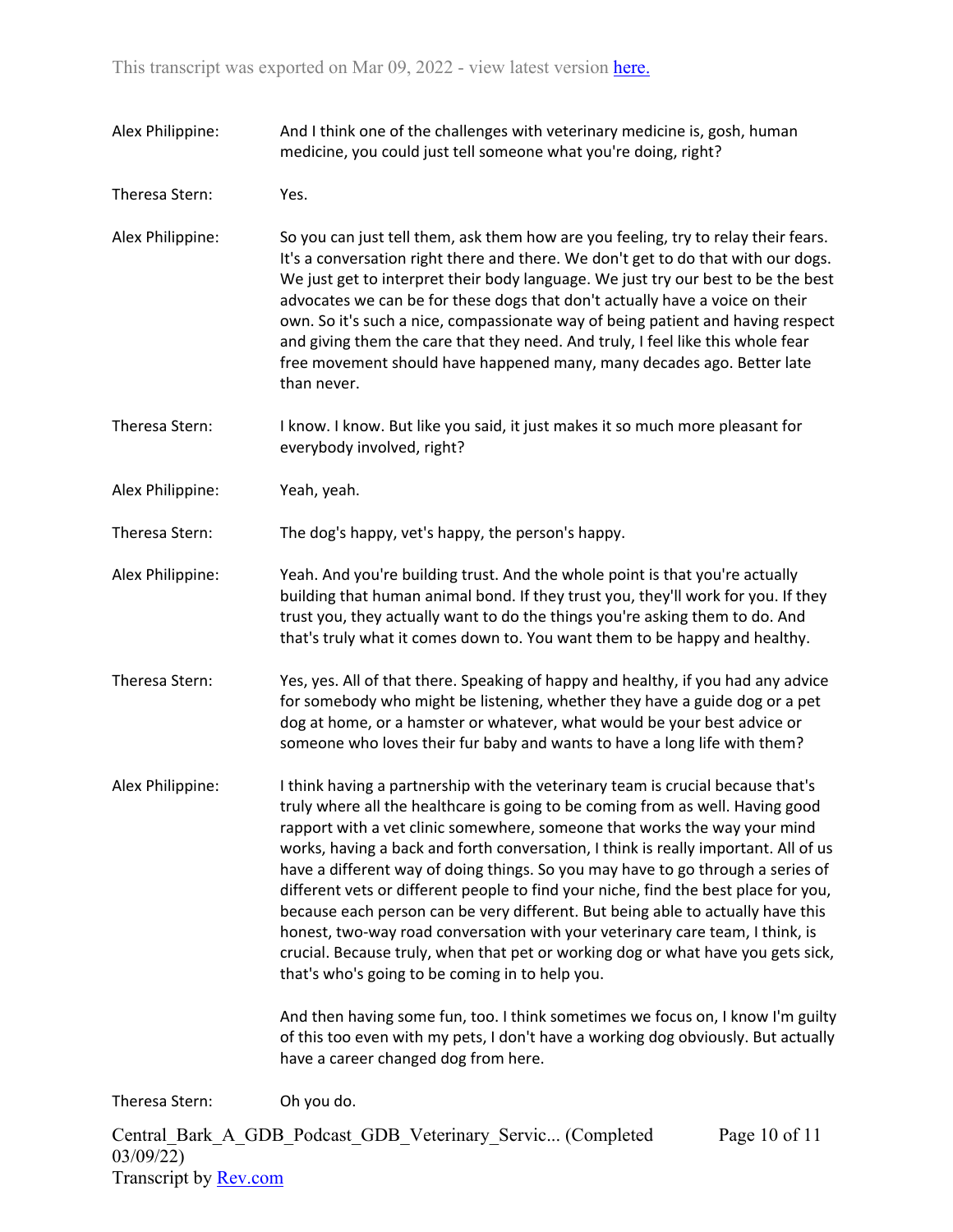Alex Philippine: And I think one of the challenges with veterinary medicine is, gosh, human medicine, you could just tell someone what you're doing, right?

Theresa Stern: Yes.

Alex Philippine: So you can just tell them, ask them how are you feeling, try to relay their fears. It's a conversation right there and there. We don't get to do that with our dogs. We just get to interpret their body language. We just try our best to be the best advocates we can be for these dogs that don't actually have a voice on their own. So it's such a nice, compassionate way of being patient and having respect and giving them the care that they need. And truly, I feel like this whole fear free movement should have happened many, many decades ago. Better late than never.

Theresa Stern: I know. I know. But like you said, it just makes it so much more pleasant for everybody involved, right?

Alex Philippine: Yeah, yeah.

Theresa Stern: The dog's happy, vet's happy, the person's happy.

Alex Philippine: Yeah. And you're building trust. And the whole point is that you're actually building that human animal bond. If they trust you, they'll work for you. If they trust you, they actually want to do the things you're asking them to do. And that's truly what it comes down to. You want them to be happy and healthy.

Theresa Stern: Yes, yes. All of that there. Speaking of happy and healthy, if you had any advice for somebody who might be listening, whether they have a guide dog or a pet dog at home, or a hamster or whatever, what would be your best advice or someone who loves their fur baby and wants to have a long life with them?

Alex Philippine: I think having a partnership with the veterinary team is crucial because that's truly where all the healthcare is going to be coming from as well. Having good rapport with a vet clinic somewhere, someone that works the way your mind works, having a back and forth conversation, I think is really important. All of us have a different way of doing things. So you may have to go through a series of different vets or different people to find your niche, find the best place for you, because each person can be very different. But being able to actually have this honest, two-way road conversation with your veterinary care team, I think, is crucial. Because truly, when that pet or working dog or what have you gets sick, that's who's going to be coming in to help you.

And then having some fun, too. I think sometimes we focus on, I know I'm guilty of this too even with my pets, I don't have a working dog obviously. But actually have a career changed dog from here.

Theresa Stern: Oh you do.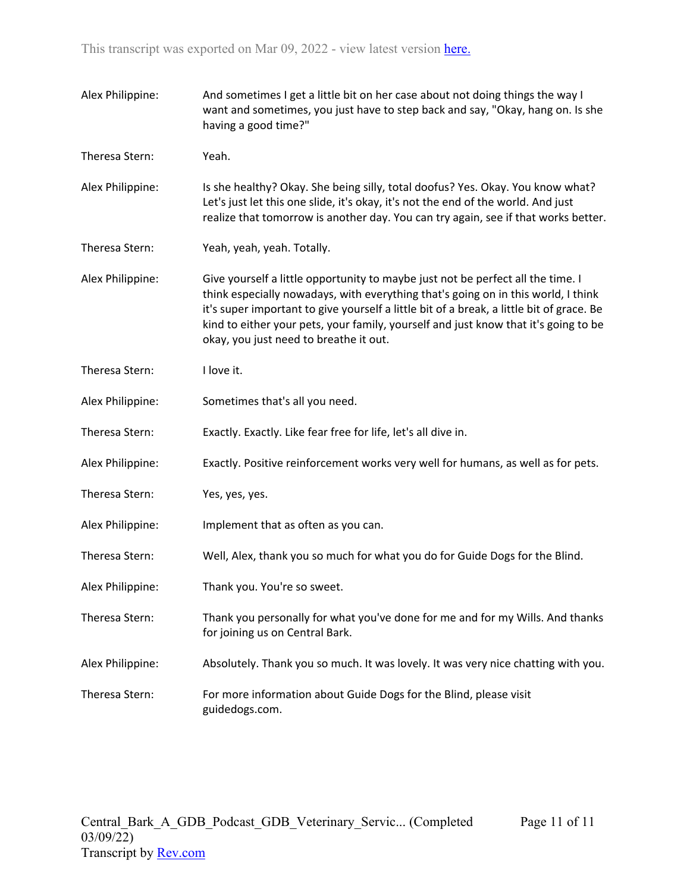Alex Philippine: And sometimes I get a little bit on her case about not doing things the way I want and sometimes, you just have to step back and say, "Okay, hang on. Is she having a good time?"

Theresa Stern: Yeah.

Alex Philippine: Is she healthy? Okay. She being silly, total doofus? Yes. Okay. You know what? Let's just let this one slide, it's okay, it's not the end of the world. And just realize that tomorrow is another day. You can try again, see if that works better.

Theresa Stern: Yeah, yeah, yeah. Totally.

Alex Philippine: Give yourself a little opportunity to maybe just not be perfect all the time. I think especially nowadays, with everything that's going on in this world, I think it's super important to give yourself a little bit of a break, a little bit of grace. Be kind to either your pets, your family, yourself and just know that it's going to be okay, you just need to breathe it out.

Theresa Stern: I love it.

Alex Philippine: Sometimes that's all you need.

Theresa Stern: Exactly. Exactly. Like fear free for life, let's all dive in.

Alex Philippine: Exactly. Positive reinforcement works very well for humans, as well as for pets.

Theresa Stern: Yes, yes, yes.

Alex Philippine: Implement that as often as you can.

Theresa Stern: Well, Alex, thank you so much for what you do for Guide Dogs for the Blind.

Alex Philippine: Thank you. You're so sweet.

Theresa Stern: Thank you personally for what you've done for me and for my Wills. And thanks for joining us on Central Bark.

Alex Philippine: Absolutely. Thank you so much. It was lovely. It was very nice chatting with you.

Theresa Stern: For more information about Guide Dogs for the Blind, please visit guidedogs.com.